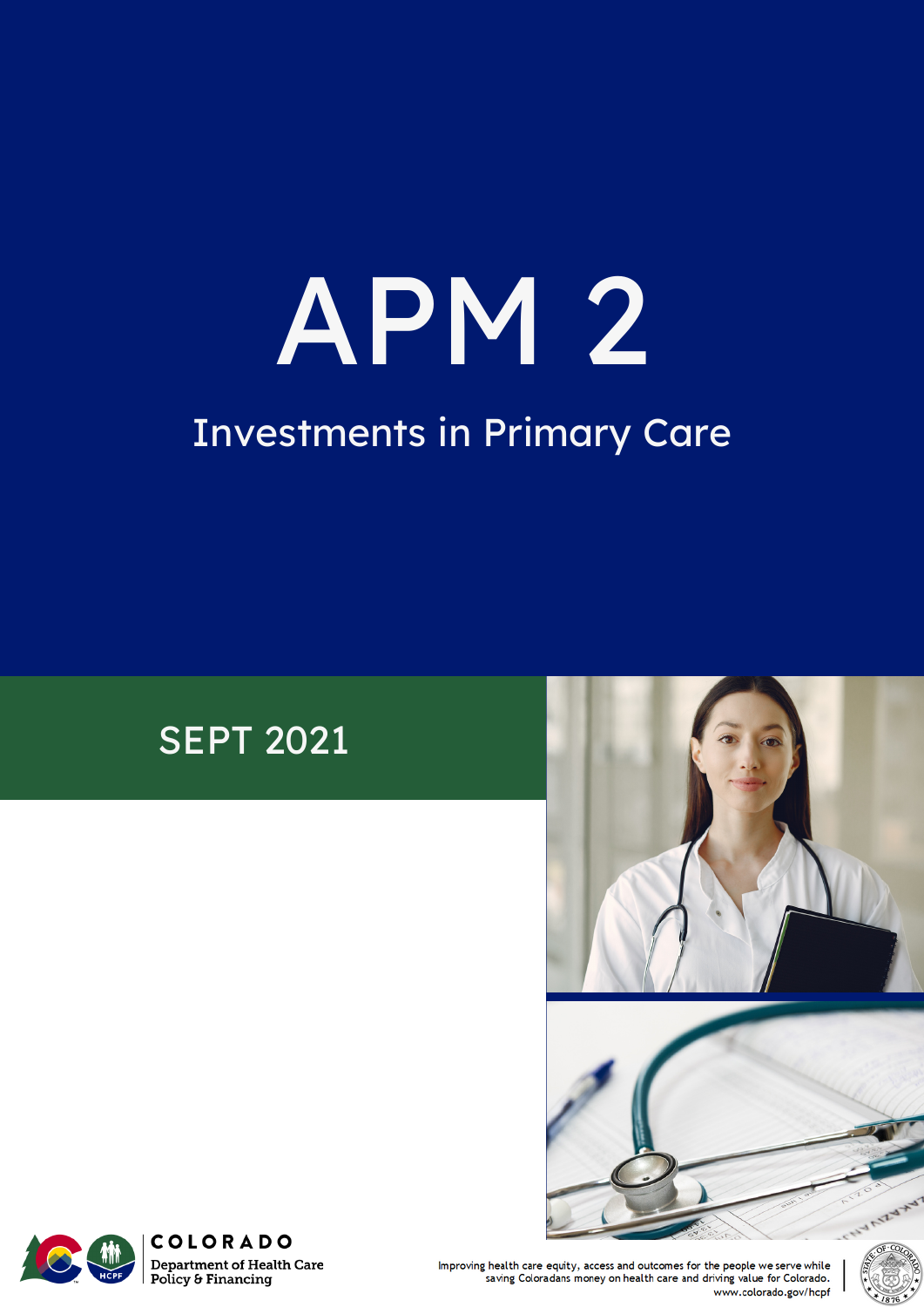# APM 2

## Investments in Primary Care

SEPT 2021

COLORADO
Department of Health Care
Policy & Financing

Improving health care equity, access and outcomes for the people we serve while saving Coloradans money on health care and driving value for Colorado.
www.colorado.gov/hcpf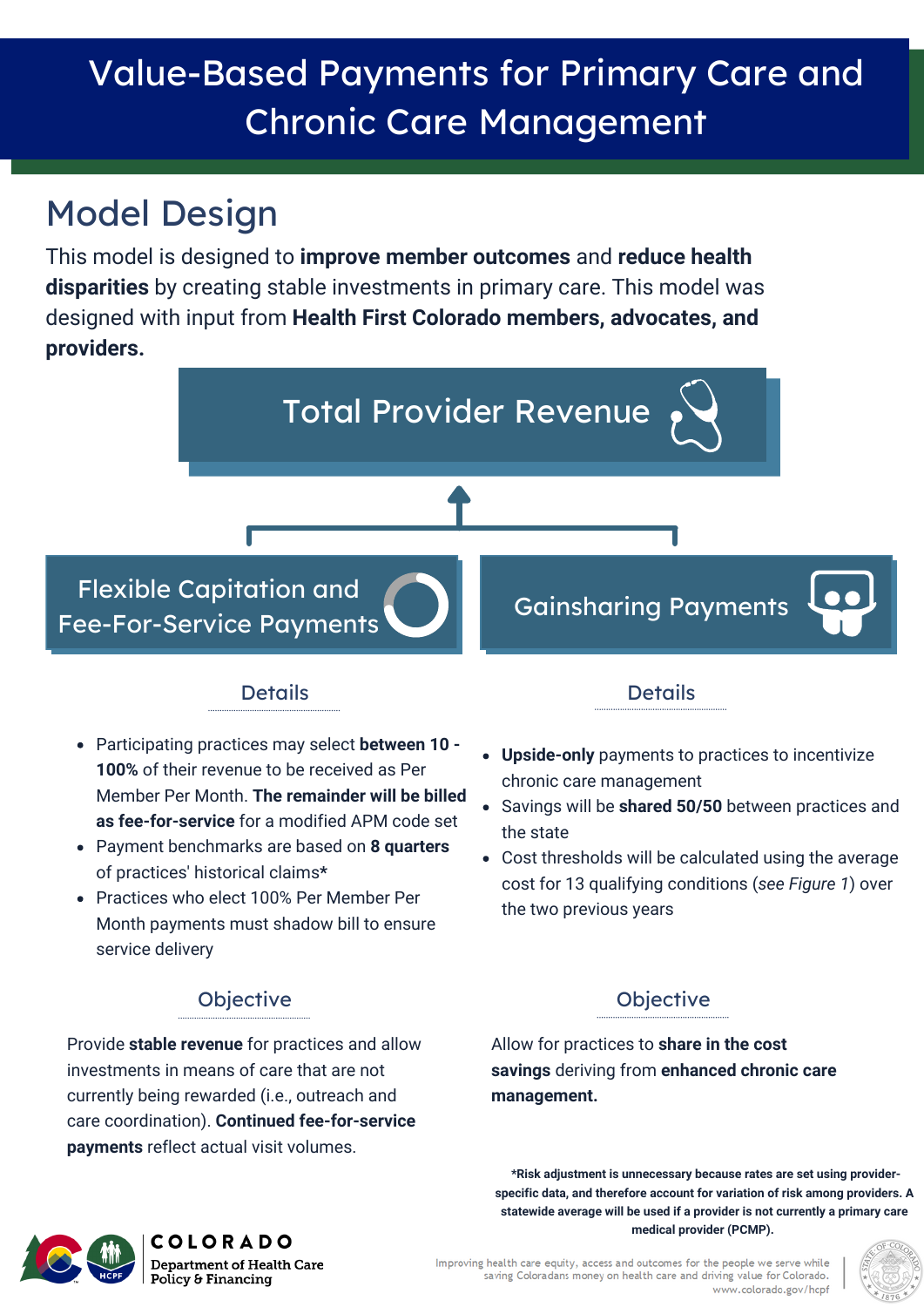# Value-Based Payments for Primary Care and Chronic Care Management

## Model Design

This model is designed to **improve member outcomes** and **reduce health disparities** by creating stable investments in primary care. This model was designed with input from **Health First Colorado members, advocates, and providers.**

### Total Provider Revenue

### Flexible Capitation and Fee-For-Service Payments

#### Details

- Participating practices may select **between 10 - 100%** of their revenue to be received as Per Member Per Month. **The remainder will be billed as fee-for-service** for a modified APM code set
- Payment benchmarks are based on **8 quarters** of practices' historical claims*
- Practices who elect 100% Per Member Per Month payments must shadow bill to ensure service delivery

#### Objective

Provide **stable revenue** for practices and allow investments in means of care that are not currently being rewarded (i.e., outreach and care coordination). **Continued fee-for-service payments** reflect actual visit volumes.

### Gainsharing Payments

#### Details

- **Upside-only** payments to practices to incentivize chronic care management
- Savings will be **shared 50/50** between practices and the state
- Cost thresholds will be calculated using the average cost for 13 qualifying conditions (*see Figure 1*) over the two previous years

#### Objective

Allow for practices to **share in the cost savings** deriving from **enhanced chronic care management.**

**\*Risk adjustment is unnecessary because rates are set using provider-specific data, and therefore account for variation of risk among providers. A statewide average will be used if a provider is not currently a primary care medical provider (PCMP).**

COLORADO
Department of Health Care Policy & Financing

Improving health care equity, access and outcomes for the people we serve while saving Coloradans money on health care and driving value for Colorado.
www.colorado.gov/hcpf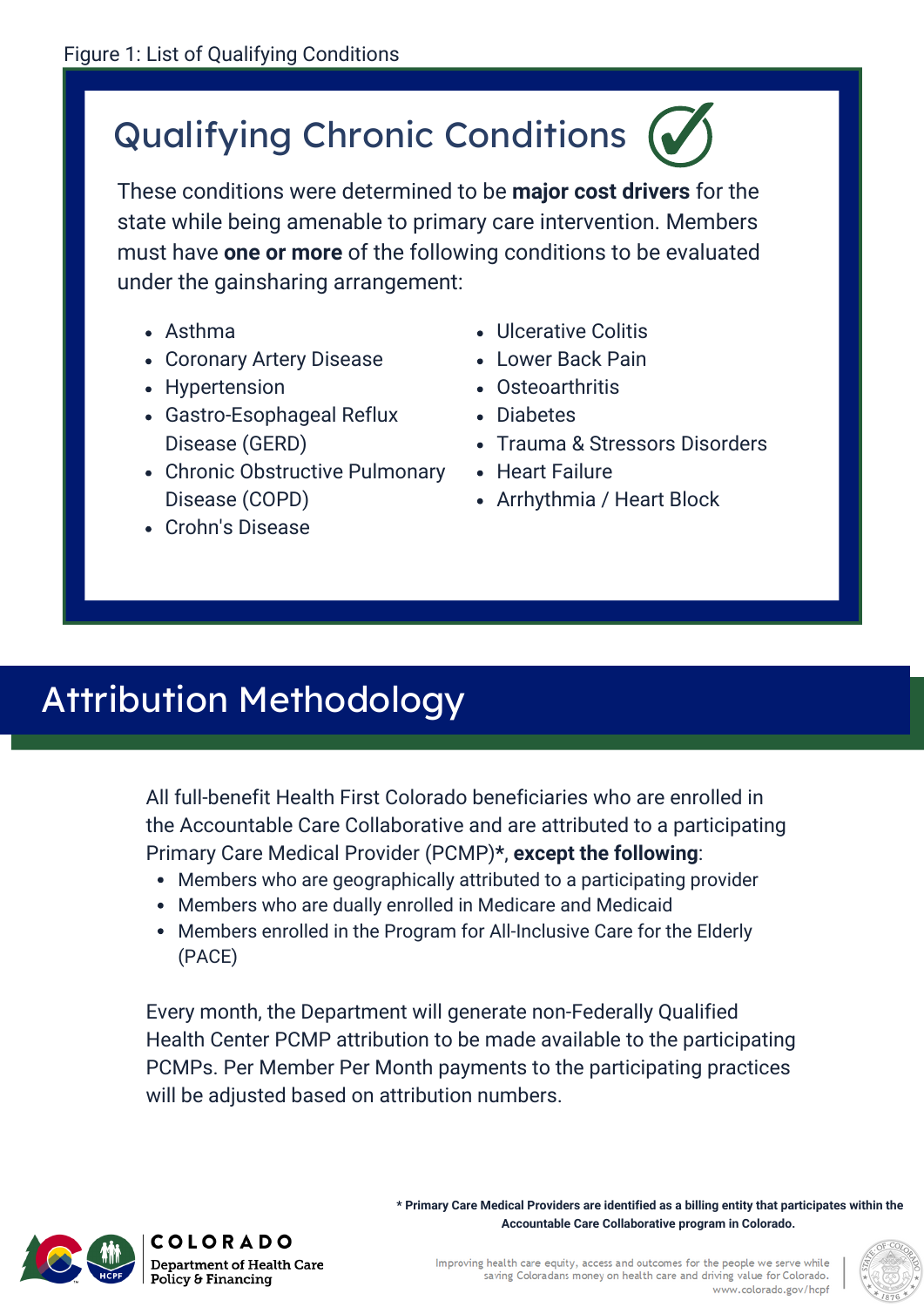Figure 1: List of Qualifying Conditions

## Qualifying Chronic Conditions

These conditions were determined to be **major cost drivers** for the state while being amenable to primary care intervention. Members must have **one or more** of the following conditions to be evaluated under the gainsharing arrangement:

- Asthma
- Coronary Artery Disease
- Hypertension
- Gastro-Esophageal Reflux Disease (GERD)
- Chronic Obstructive Pulmonary Disease (COPD)
- Crohn's Disease
- Ulcerative Colitis
- Lower Back Pain
- Osteoarthritis
- Diabetes
- Trauma & Stressors Disorders
- Heart Failure
- Arrhythmia / Heart Block

# Attribution Methodology

All full-benefit Health First Colorado beneficiaries who are enrolled in the Accountable Care Collaborative and are attributed to a participating Primary Care Medical Provider (PCMP)*, **except the following**:

- Members who are geographically attributed to a participating provider
- Members who are dually enrolled in Medicare and Medicaid
- Members enrolled in the Program for All-Inclusive Care for the Elderly (PACE)

Every month, the Department will generate non-Federally Qualified Health Center PCMP attribution to be made available to the participating PCMPs. Per Member Per Month payments to the participating practices will be adjusted based on attribution numbers.

**\* Primary Care Medical Providers are identified as a billing entity that participates within the Accountable Care Collaborative program in Colorado.**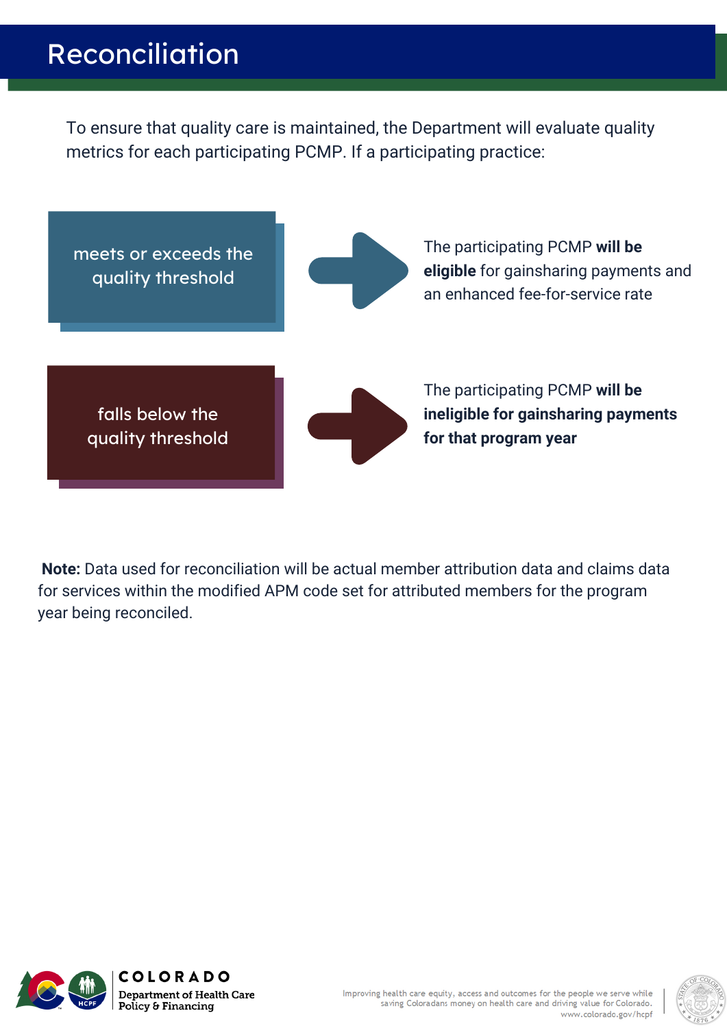# Reconciliation

To ensure that quality care is maintained, the Department will evaluate quality metrics for each participating PCMP. If a participating practice:

meets or exceeds the quality threshold → The participating PCMP **will be eligible** for gainsharing payments and an enhanced fee-for-service rate

falls below the quality threshold → The participating PCMP **will be ineligible for gainsharing payments for that program year**

**Note:** Data used for reconciliation will be actual member attribution data and claims data for services within the modified APM code set for attributed members for the program year being reconciled.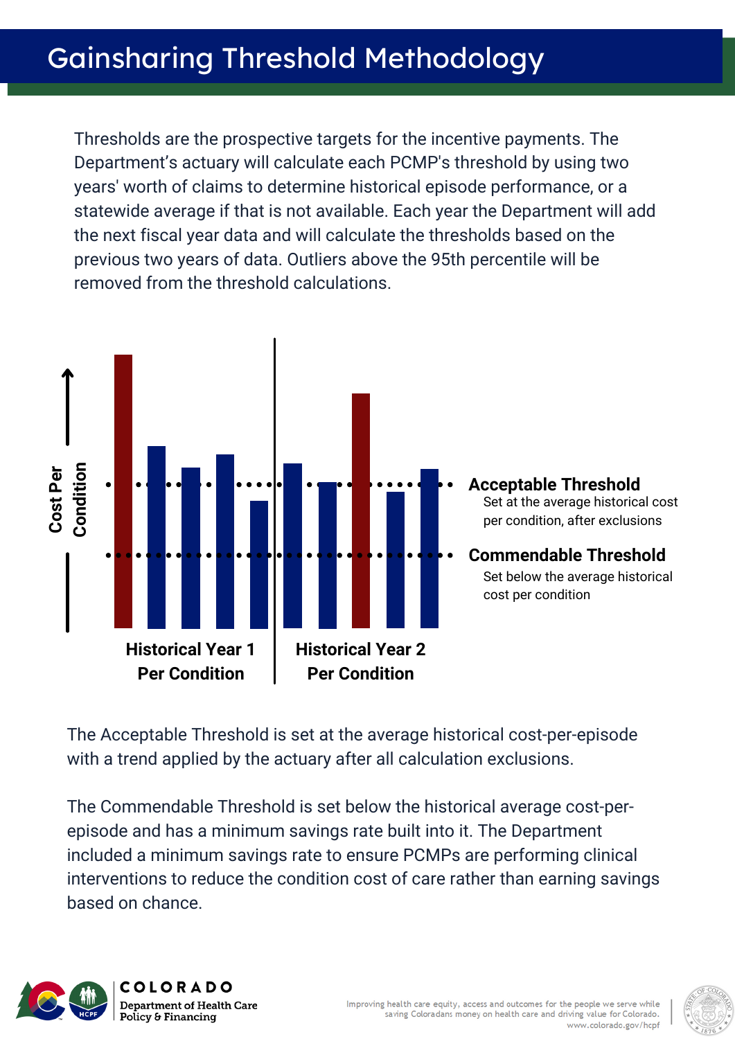# Gainsharing Threshold Methodology

Thresholds are the prospective targets for the incentive payments. The Department's actuary will calculate each PCMP's threshold by using two years' worth of claims to determine historical episode performance, or a statewide average if that is not available. Each year the Department will add the next fiscal year data and will calculate the thresholds based on the previous two years of data. Outliers above the 95th percentile will be removed from the threshold calculations.

Cost Per Condition

Historical Year 1 Per Condition

Historical Year 2 Per Condition

**Acceptable Threshold**
Set at the average historical cost per condition, after exclusions

**Commendable Threshold**
Set below the average historical cost per condition

The Acceptable Threshold is set at the average historical cost-per-episode with a trend applied by the actuary after all calculation exclusions.

The Commendable Threshold is set below the historical average cost-per-episode and has a minimum savings rate built into it. The Department included a minimum savings rate to ensure PCMPs are performing clinical interventions to reduce the condition cost of care rather than earning savings based on chance.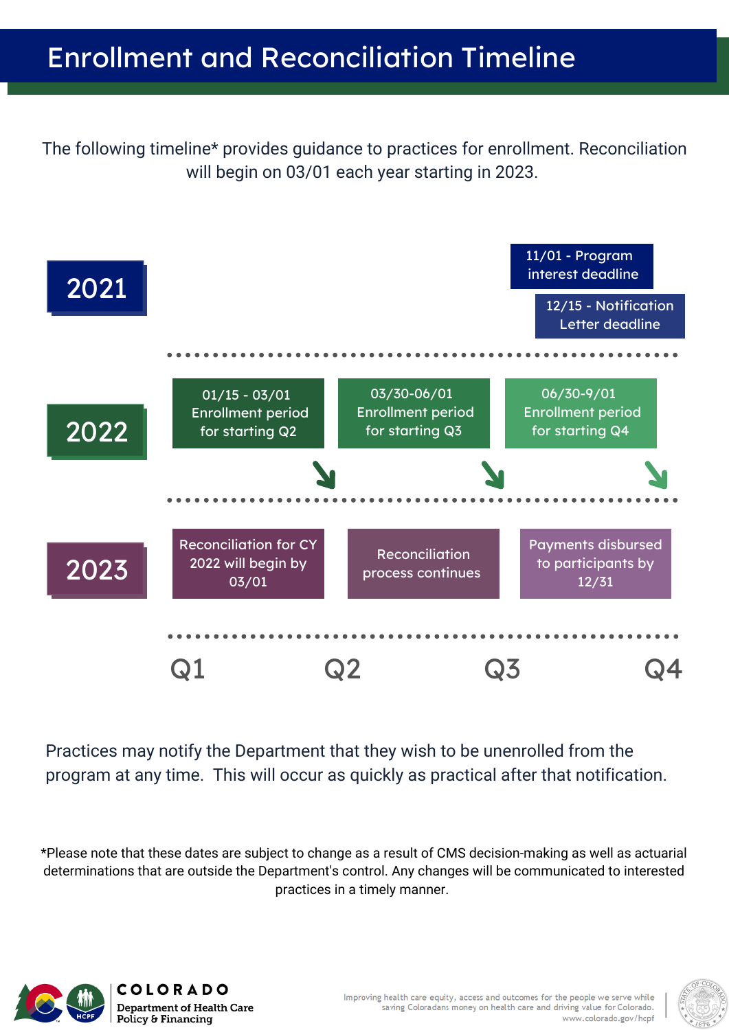# Enrollment and Reconciliation Timeline

The following timeline* provides guidance to practices for enrollment. Reconciliation will begin on 03/01 each year starting in 2023.

| Year | Q1 | Q2 | Q3 | Q4 |
|---|---|---|---|---|
| 2021 | | | | 11/01 - Program interest deadline; 12/15 - Notification Letter deadline |
| 2022 | 01/15 - 03/01 Enrollment period for starting Q2 | 03/30-06/01 Enrollment period for starting Q3 | 06/30-9/01 Enrollment period for starting Q4 | |
| 2023 | Reconciliation for CY 2022 will begin by 03/01 | Reconciliation process continues | Payments disbursed to participants by 12/31 | |

Practices may notify the Department that they wish to be unenrolled from the program at any time. This will occur as quickly as practical after that notification.

*Please note that these dates are subject to change as a result of CMS decision-making as well as actuarial determinations that are outside the Department's control. Any changes will be communicated to interested practices in a timely manner.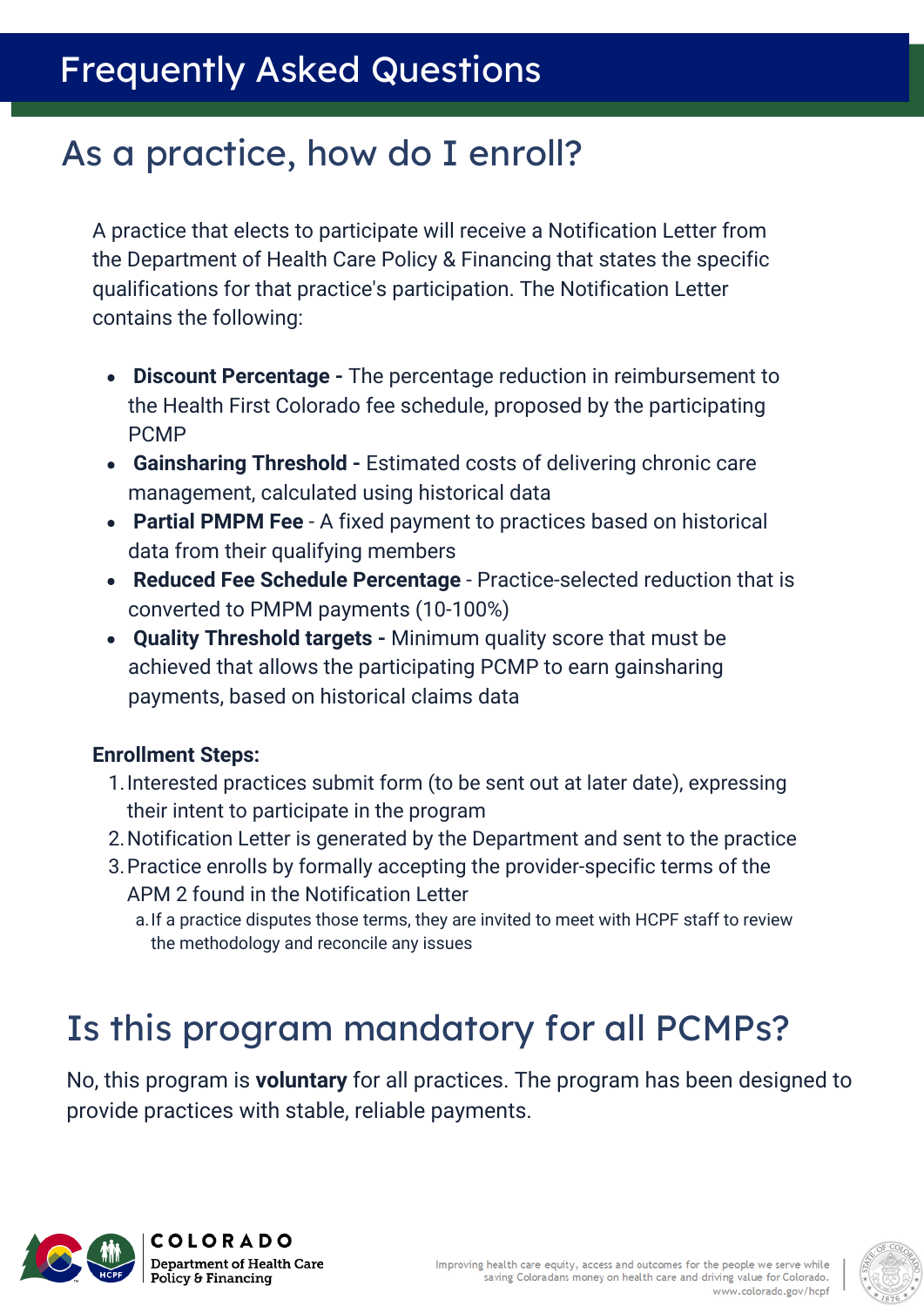# Frequently Asked Questions

## As a practice, how do I enroll?

A practice that elects to participate will receive a Notification Letter from the Department of Health Care Policy & Financing that states the specific qualifications for that practice's participation. The Notification Letter contains the following:

- **Discount Percentage -** The percentage reduction in reimbursement to the Health First Colorado fee schedule, proposed by the participating PCMP
- **Gainsharing Threshold -** Estimated costs of delivering chronic care management, calculated using historical data
- **Partial PMPM Fee** - A fixed payment to practices based on historical data from their qualifying members
- **Reduced Fee Schedule Percentage** - Practice-selected reduction that is converted to PMPM payments (10-100%)
- **Quality Threshold targets -** Minimum quality score that must be achieved that allows the participating PCMP to earn gainsharing payments, based on historical claims data

**Enrollment Steps:**

1. Interested practices submit form (to be sent out at later date), expressing their intent to participate in the program
2. Notification Letter is generated by the Department and sent to the practice
3. Practice enrolls by formally accepting the provider-specific terms of the APM 2 found in the Notification Letter
   a. If a practice disputes those terms, they are invited to meet with HCPF staff to review the methodology and reconcile any issues

## Is this program mandatory for all PCMPs?

No, this program is **voluntary** for all practices. The program has been designed to provide practices with stable, reliable payments.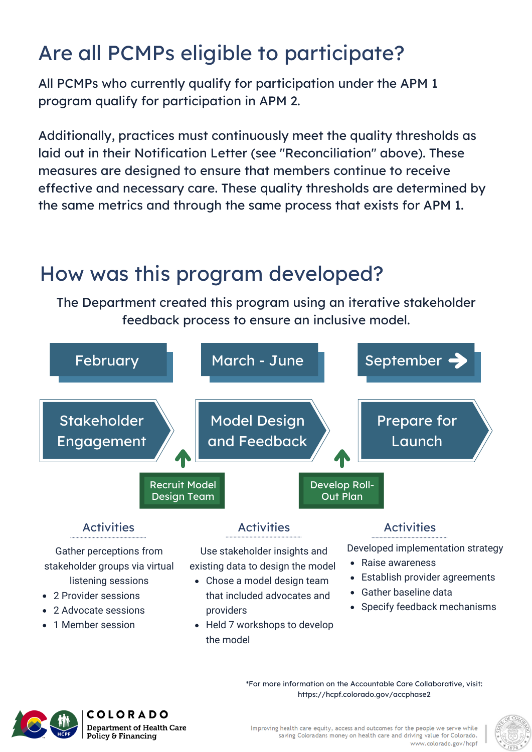# Are all PCMPs eligible to participate?

All PCMPs who currently qualify for participation under the APM 1 program qualify for participation in APM 2.

Additionally, practices must continuously meet the quality thresholds as laid out in their Notification Letter (see "Reconciliation" above). These measures are designed to ensure that members continue to receive effective and necessary care. These quality thresholds are determined by the same metrics and through the same process that exists for APM 1.

# How was this program developed?

The Department created this program using an iterative stakeholder feedback process to ensure an inclusive model.

February

**Stakeholder Engagement**

Recruit Model Design Team

March - June

**Model Design and Feedback**

Develop Roll-Out Plan

September

**Prepare for Launch**

### Activities

Gather perceptions from stakeholder groups via virtual listening sessions

- 2 Provider sessions
- 2 Advocate sessions
- 1 Member session

### Activities

Use stakeholder insights and existing data to design the model

- Chose a model design team that included advocates and providers
- Held 7 workshops to develop the model

### Activities

Developed implementation strategy

- Raise awareness
- Establish provider agreements
- Gather baseline data
- Specify feedback mechanisms

*For more information on the Accountable Care Collaborative, visit: https://hcpf.colorado.gov/accphase2

COLORADO Department of Health Care Policy & Financing

Improving health care equity, access and outcomes for the people we serve while saving Coloradans money on health care and driving value for Colorado. www.colorado.gov/hcpf